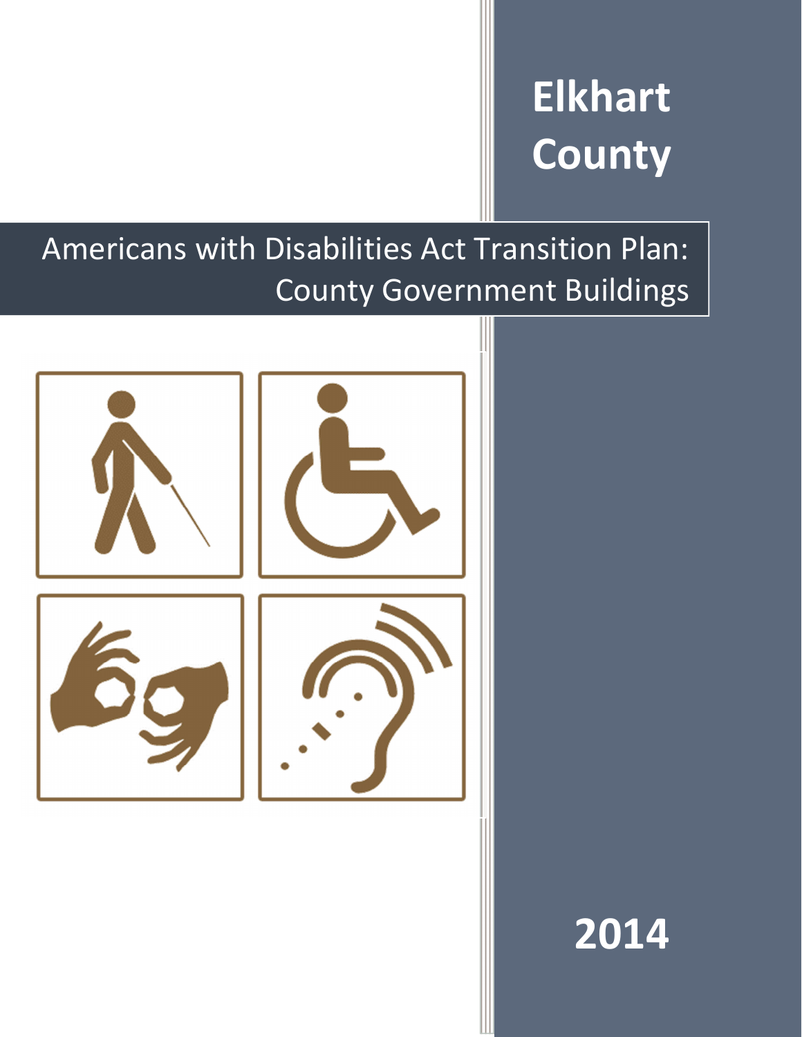# Elkhart County

## Americans with Disabilities Act Transition Plan: County Government Buildings

2014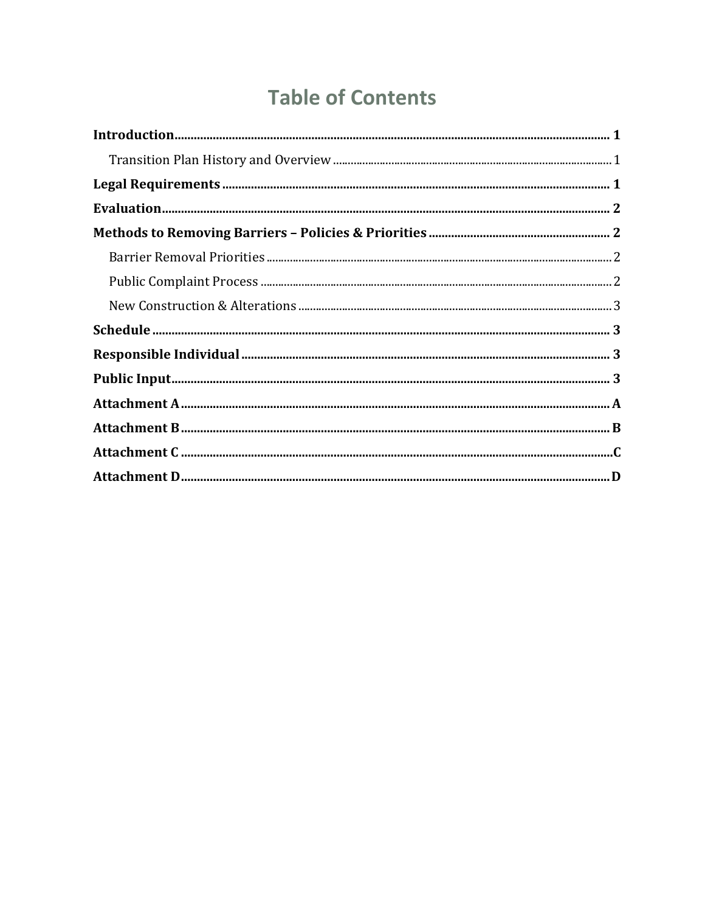# Table of Contents

**Introduction** ........................................................................................................ **1**

- Transition Plan History and Overview ........................................................................ 1

**Legal Requirements** ............................................................................................ **1**

**Evaluation** ........................................................................................................... **2**

**Methods to Removing Barriers – Policies & Priorities** ............................................. **2**

- Barrier Removal Priorities ......................................................................................... 2
- Public Complaint Process .......................................................................................... 2
- New Construction & Alterations ................................................................................ 3

**Schedule** .............................................................................................................. **3**

**Responsible Individual** ......................................................................................... **3**

**Public Input** .......................................................................................................... **3**

**Attachment A** ....................................................................................................... **A**

**Attachment B** ....................................................................................................... **B**

**Attachment C** ....................................................................................................... **C**

**Attachment D** ....................................................................................................... **D**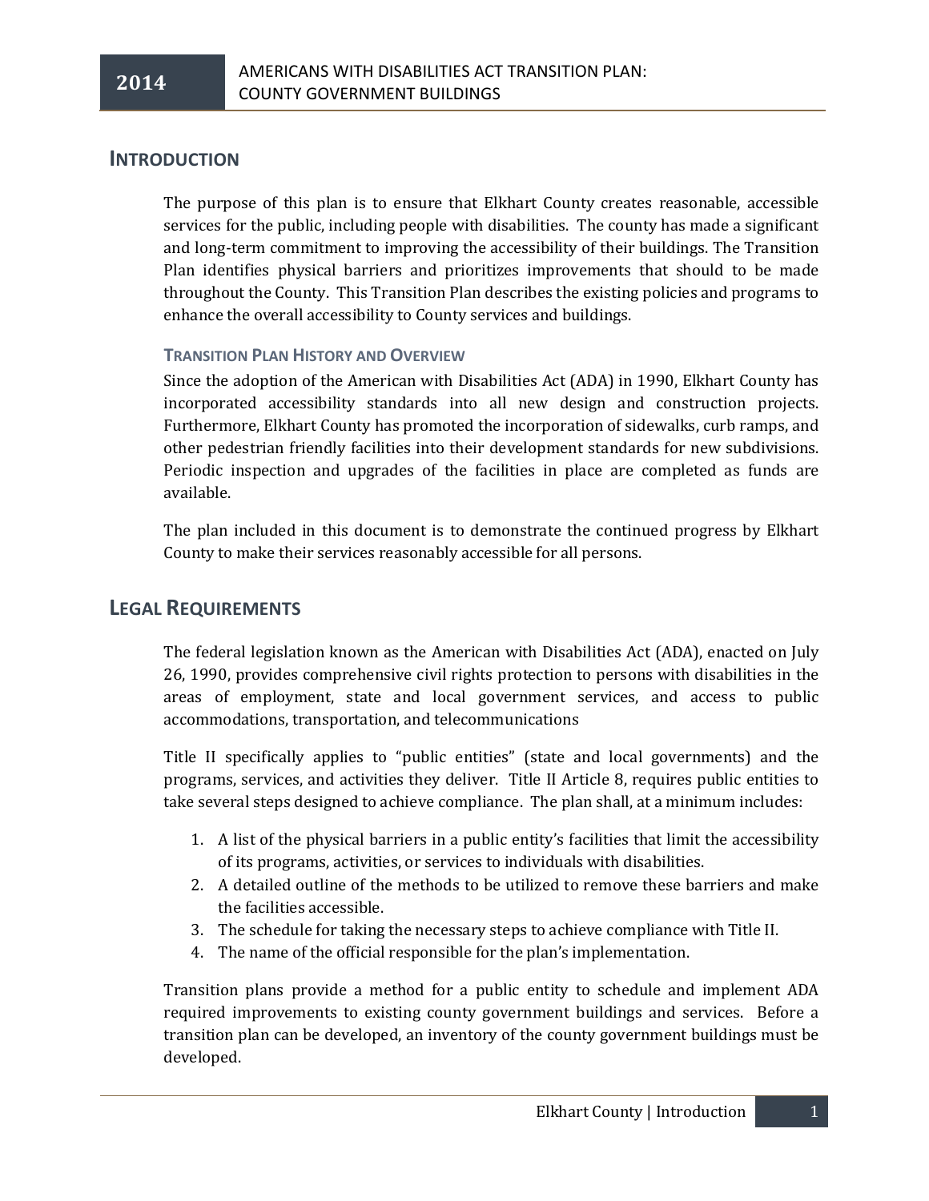## INTRODUCTION

The purpose of this plan is to ensure that Elkhart County creates reasonable, accessible services for the public, including people with disabilities. The county has made a significant and long-term commitment to improving the accessibility of their buildings. The Transition Plan identifies physical barriers and prioritizes improvements that should to be made throughout the County. This Transition Plan describes the existing policies and programs to enhance the overall accessibility to County services and buildings.

### TRANSITION PLAN HISTORY AND OVERVIEW

Since the adoption of the American with Disabilities Act (ADA) in 1990, Elkhart County has incorporated accessibility standards into all new design and construction projects. Furthermore, Elkhart County has promoted the incorporation of sidewalks, curb ramps, and other pedestrian friendly facilities into their development standards for new subdivisions. Periodic inspection and upgrades of the facilities in place are completed as funds are available.

The plan included in this document is to demonstrate the continued progress by Elkhart County to make their services reasonably accessible for all persons.

## LEGAL REQUIREMENTS

The federal legislation known as the American with Disabilities Act (ADA), enacted on July 26, 1990, provides comprehensive civil rights protection to persons with disabilities in the areas of employment, state and local government services, and access to public accommodations, transportation, and telecommunications

Title II specifically applies to "public entities" (state and local governments) and the programs, services, and activities they deliver. Title II Article 8, requires public entities to take several steps designed to achieve compliance. The plan shall, at a minimum includes:

1. A list of the physical barriers in a public entity's facilities that limit the accessibility of its programs, activities, or services to individuals with disabilities.
2. A detailed outline of the methods to be utilized to remove these barriers and make the facilities accessible.
3. The schedule for taking the necessary steps to achieve compliance with Title II.
4. The name of the official responsible for the plan's implementation.

Transition plans provide a method for a public entity to schedule and implement ADA required improvements to existing county government buildings and services. Before a transition plan can be developed, an inventory of the county government buildings must be developed.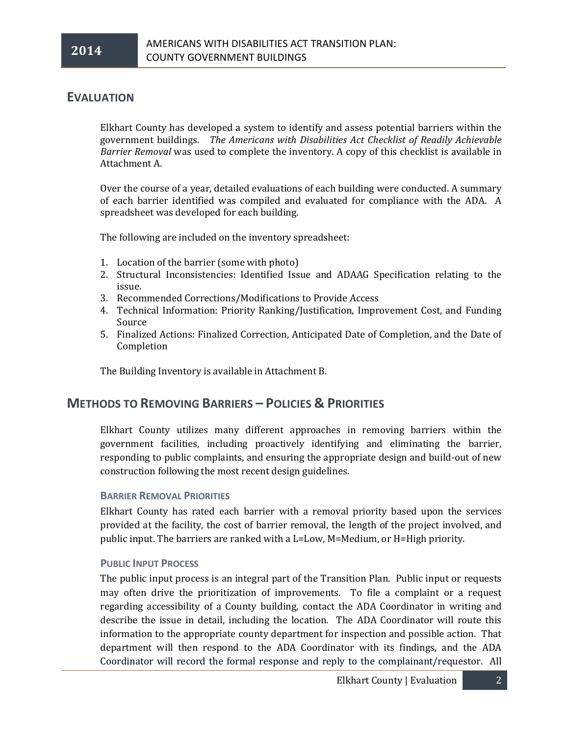## EVALUATION

Elkhart County has developed a system to identify and assess potential barriers within the government buildings. *The Americans with Disabilities Act Checklist of Readily Achievable Barrier Removal* was used to complete the inventory. A copy of this checklist is available in Attachment A.

Over the course of a year, detailed evaluations of each building were conducted. A summary of each barrier identified was compiled and evaluated for compliance with the ADA. A spreadsheet was developed for each building.

The following are included on the inventory spreadsheet:

1. Location of the barrier (some with photo)
2. Structural Inconsistencies: Identified Issue and ADAAG Specification relating to the issue.
3. Recommended Corrections/Modifications to Provide Access
4. Technical Information: Priority Ranking/Justification, Improvement Cost, and Funding Source
5. Finalized Actions: Finalized Correction, Anticipated Date of Completion, and the Date of Completion

The Building Inventory is available in Attachment B.

## METHODS TO REMOVING BARRIERS – POLICIES & PRIORITIES

Elkhart County utilizes many different approaches in removing barriers within the government facilities, including proactively identifying and eliminating the barrier, responding to public complaints, and ensuring the appropriate design and build-out of new construction following the most recent design guidelines.

### BARRIER REMOVAL PRIORITIES

Elkhart County has rated each barrier with a removal priority based upon the services provided at the facility, the cost of barrier removal, the length of the project involved, and public input. The barriers are ranked with a L=Low, M=Medium, or H=High priority.

### PUBLIC INPUT PROCESS

The public input process is an integral part of the Transition Plan. Public input or requests may often drive the prioritization of improvements. To file a complaint or a request regarding accessibility of a County building, contact the ADA Coordinator in writing and describe the issue in detail, including the location. The ADA Coordinator will route this information to the appropriate county department for inspection and possible action. That department will then respond to the ADA Coordinator with its findings, and the ADA Coordinator will record the formal response and reply to the complainant/requestor. All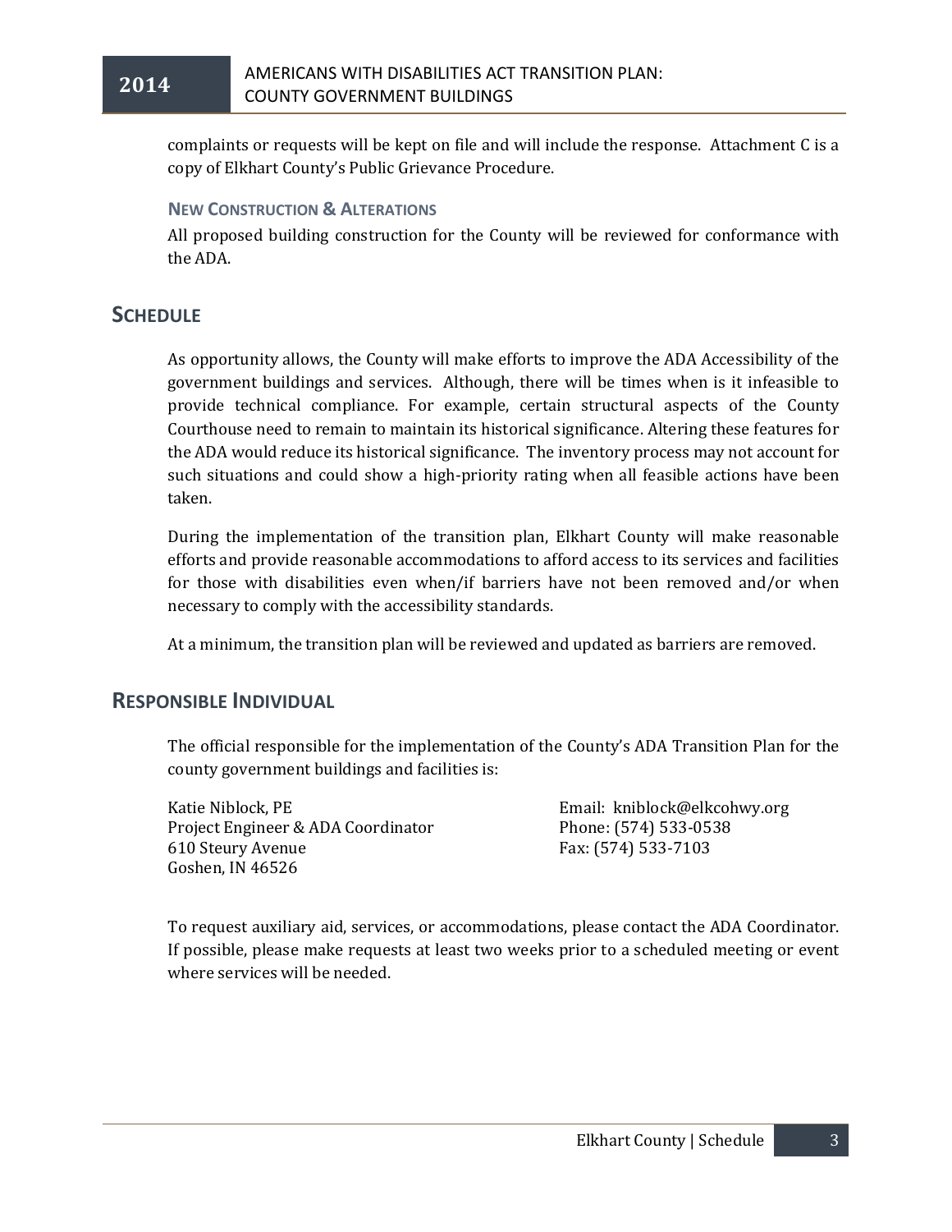complaints or requests will be kept on file and will include the response. Attachment C is a copy of Elkhart County's Public Grievance Procedure.

### New Construction & Alterations

All proposed building construction for the County will be reviewed for conformance with the ADA.

## Schedule

As opportunity allows, the County will make efforts to improve the ADA Accessibility of the government buildings and services. Although, there will be times when is it infeasible to provide technical compliance. For example, certain structural aspects of the County Courthouse need to remain to maintain its historical significance. Altering these features for the ADA would reduce its historical significance. The inventory process may not account for such situations and could show a high-priority rating when all feasible actions have been taken.

During the implementation of the transition plan, Elkhart County will make reasonable efforts and provide reasonable accommodations to afford access to its services and facilities for those with disabilities even when/if barriers have not been removed and/or when necessary to comply with the accessibility standards.

At a minimum, the transition plan will be reviewed and updated as barriers are removed.

## Responsible Individual

The official responsible for the implementation of the County's ADA Transition Plan for the county government buildings and facilities is:

Katie Niblock, PE
Project Engineer & ADA Coordinator
610 Steury Avenue
Goshen, IN 46526

Email: kniblock@elkcohwy.org
Phone: (574) 533-0538
Fax: (574) 533-7103

To request auxiliary aid, services, or accommodations, please contact the ADA Coordinator. If possible, please make requests at least two weeks prior to a scheduled meeting or event where services will be needed.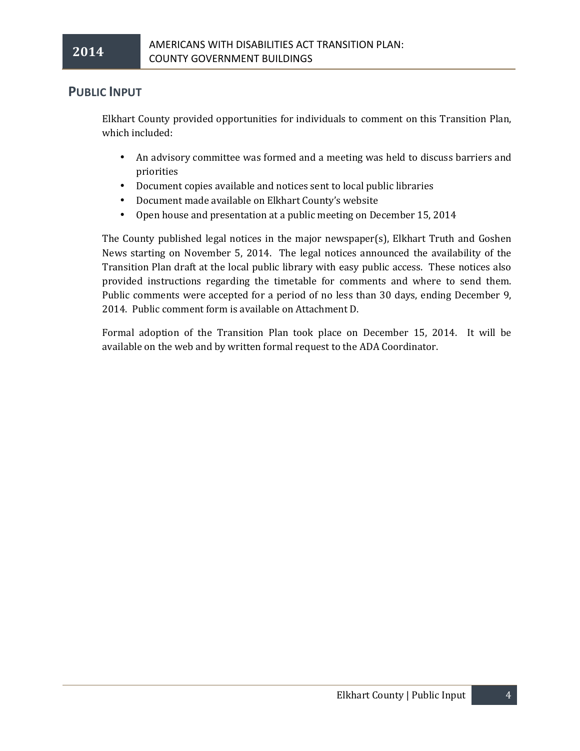## PUBLIC INPUT

Elkhart County provided opportunities for individuals to comment on this Transition Plan, which included:

- An advisory committee was formed and a meeting was held to discuss barriers and priorities
- Document copies available and notices sent to local public libraries
- Document made available on Elkhart County's website
- Open house and presentation at a public meeting on December 15, 2014

The County published legal notices in the major newspaper(s), Elkhart Truth and Goshen News starting on November 5, 2014. The legal notices announced the availability of the Transition Plan draft at the local public library with easy public access. These notices also provided instructions regarding the timetable for comments and where to send them. Public comments were accepted for a period of no less than 30 days, ending December 9, 2014. Public comment form is available on Attachment D.

Formal adoption of the Transition Plan took place on December 15, 2014. It will be available on the web and by written formal request to the ADA Coordinator.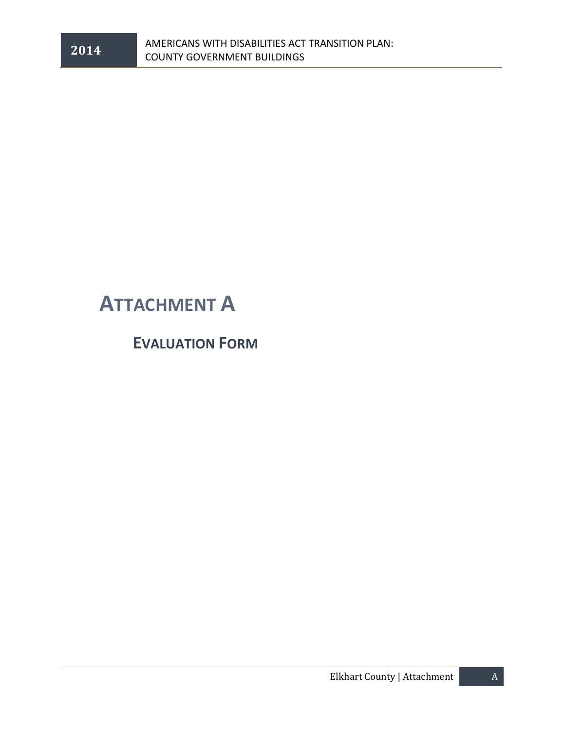# ATTACHMENT A

## EVALUATION FORM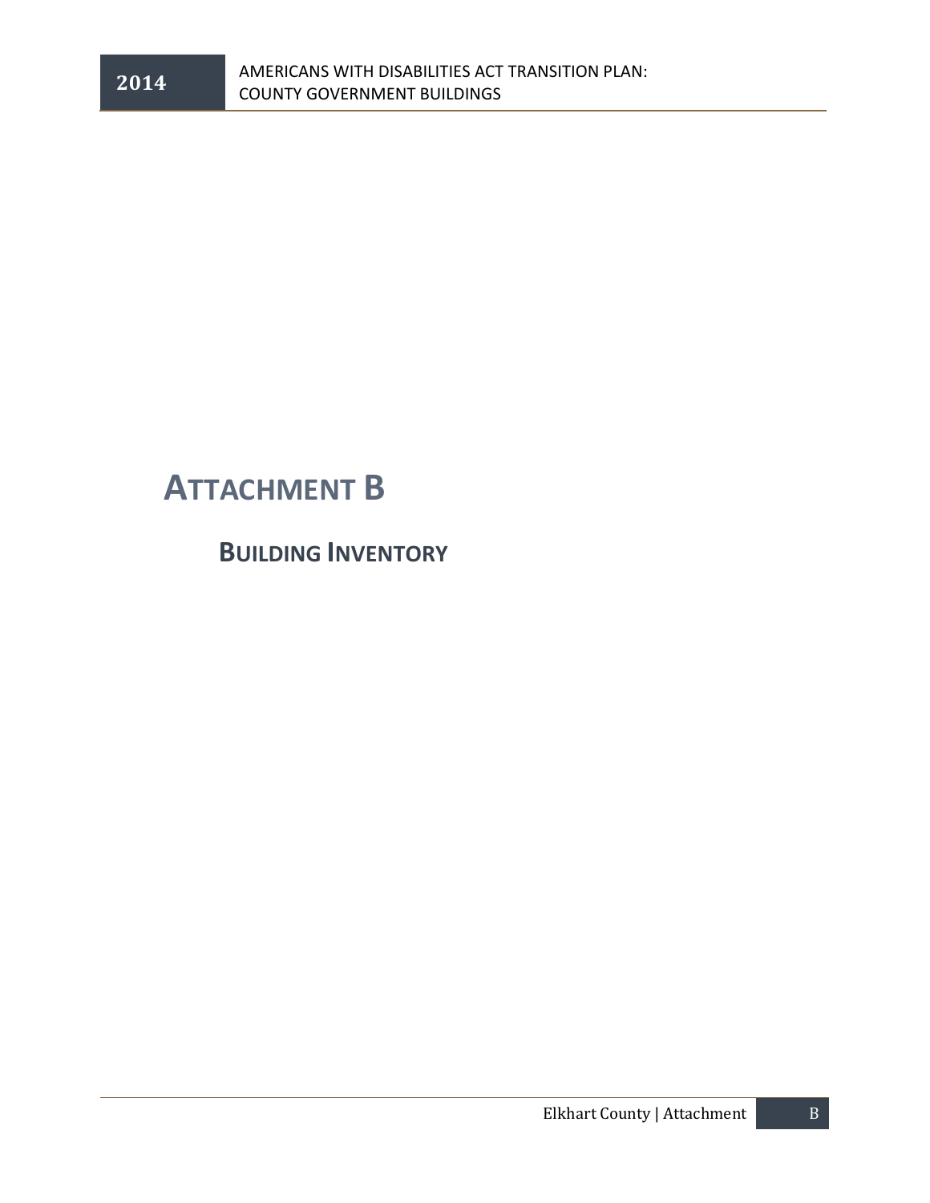# ATTACHMENT B

## BUILDING INVENTORY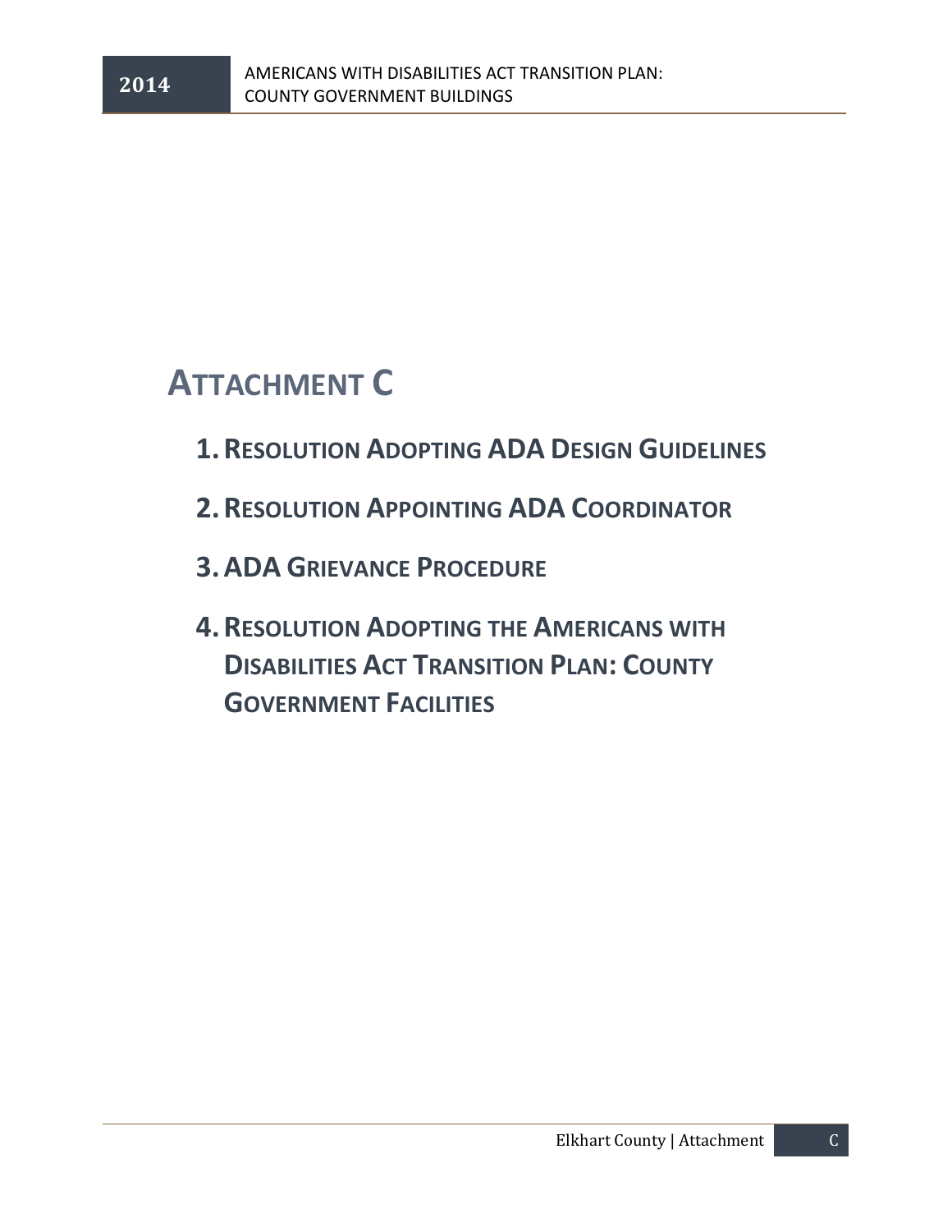# ATTACHMENT C

1. **RESOLUTION ADOPTING ADA DESIGN GUIDELINES**
2. **RESOLUTION APPOINTING ADA COORDINATOR**
3. **ADA GRIEVANCE PROCEDURE**
4. **RESOLUTION ADOPTING THE AMERICANS WITH DISABILITIES ACT TRANSITION PLAN: COUNTY GOVERNMENT FACILITIES**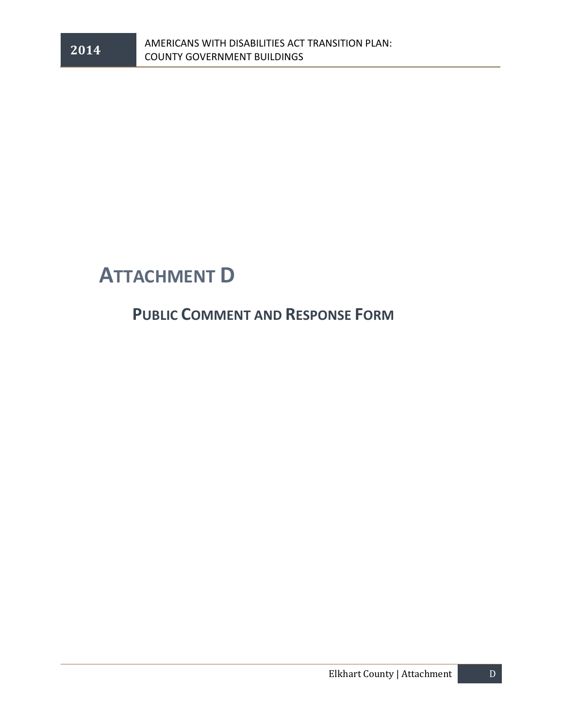# ATTACHMENT D

## PUBLIC COMMENT AND RESPONSE FORM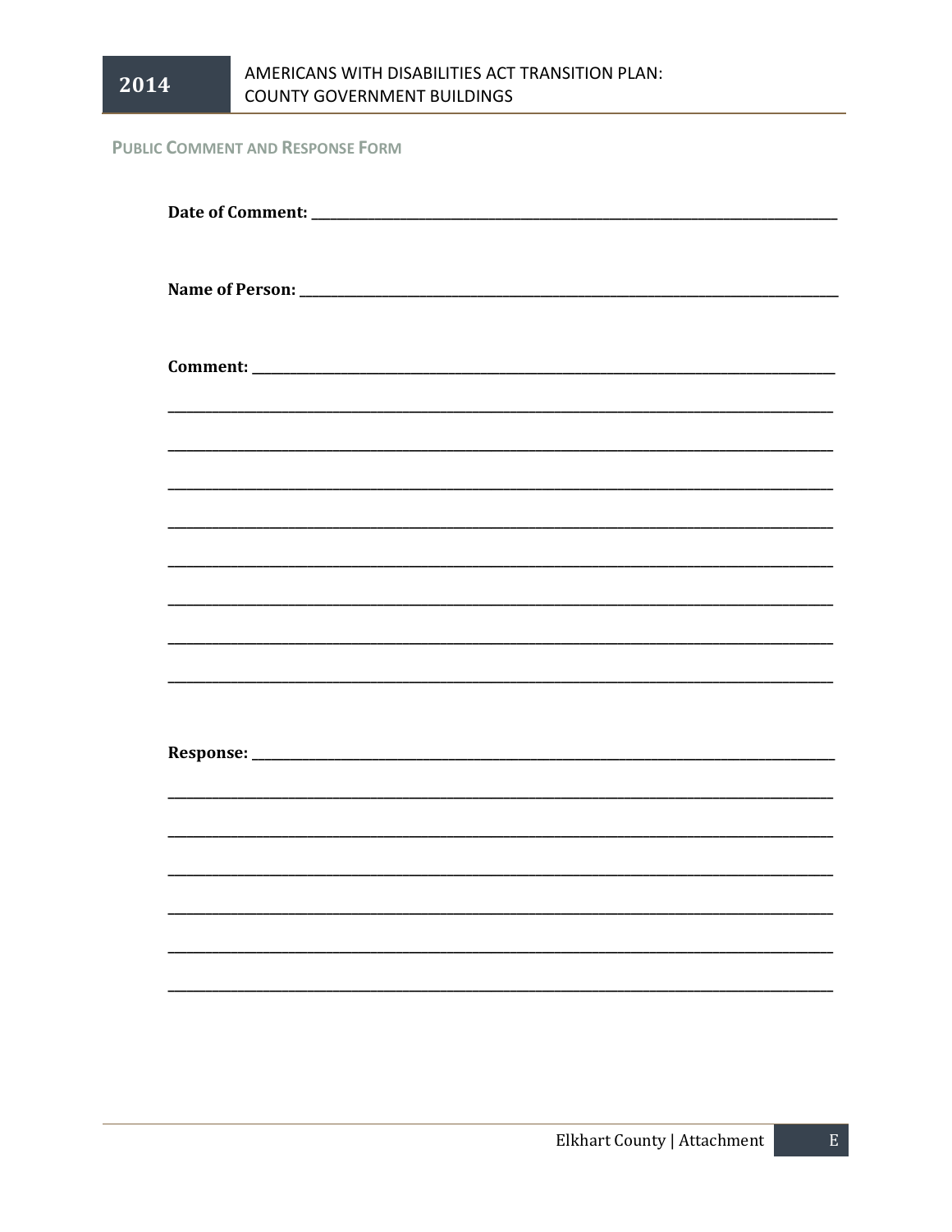## Public Comment and Response Form

**Date of Comment:** ___________________________________________________________________________

**Name of Person:** ___________________________________________________________________________

**Comment:** ___________________________________________________________________________

___________________________________________________________________________

___________________________________________________________________________

___________________________________________________________________________

___________________________________________________________________________

___________________________________________________________________________

___________________________________________________________________________

___________________________________________________________________________

___________________________________________________________________________

**Response:** ___________________________________________________________________________

___________________________________________________________________________

___________________________________________________________________________

___________________________________________________________________________

___________________________________________________________________________

___________________________________________________________________________

___________________________________________________________________________